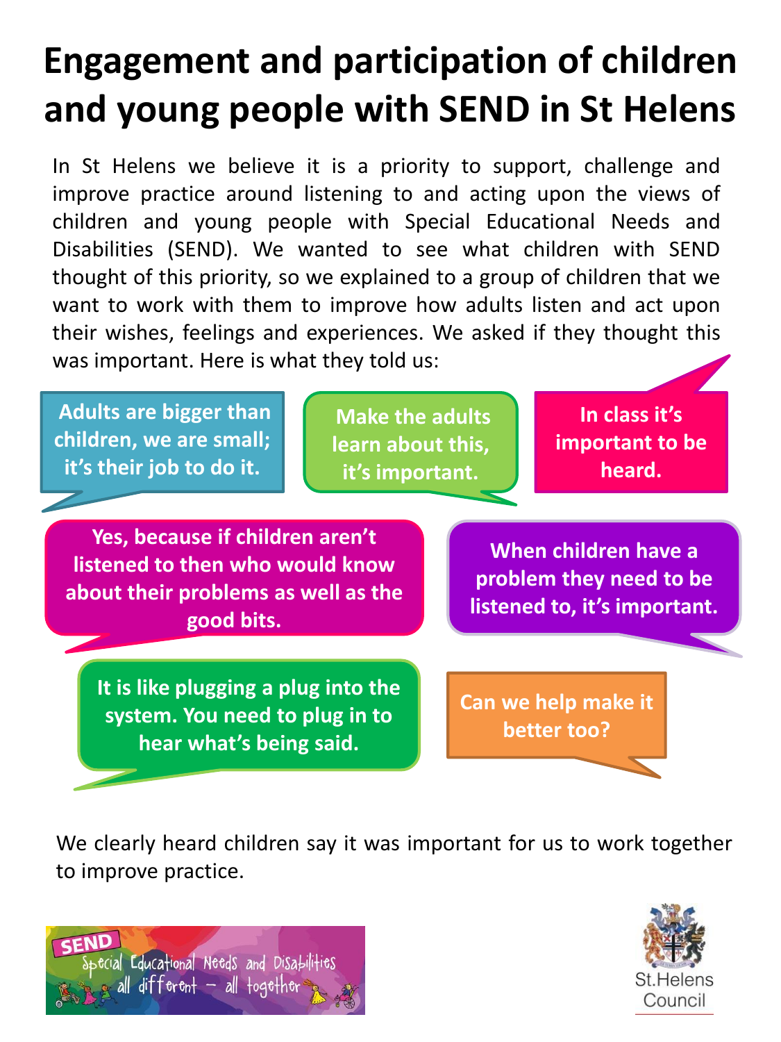# Engagement and participation of children and young people with SEND in St Helens

In St Helens we believe it is a priority to support, challenge and improve practice around listening to and acting upon the views of children and young people with Special Educational Needs and Disabilities (SEND). We wanted to see what children with SEND thought of this priority, so we explained to a group of children that we want to work with them to improve how adults listen and act upon their wishes, feelings and experiences. We asked if they thought this was important. Here is what they told us:

**Adults are bigger than children, we are small; it's their job to do it.**

**Make the adults learn about this, it's important.**

**In class it's important to be heard.**

**Yes, because if children aren't listened to then who would know about their problems as well as the good bits.**

**When children have a problem they need to be listened to, it's important.**

**It is like plugging a plug into the system. You need to plug in to hear what's being said.**

**Can we help make it better too?**

We clearly heard children say it was important for us to work together to improve practice.

SEND Special Educational Needs and Disabilities all different – all together

St.Helens Council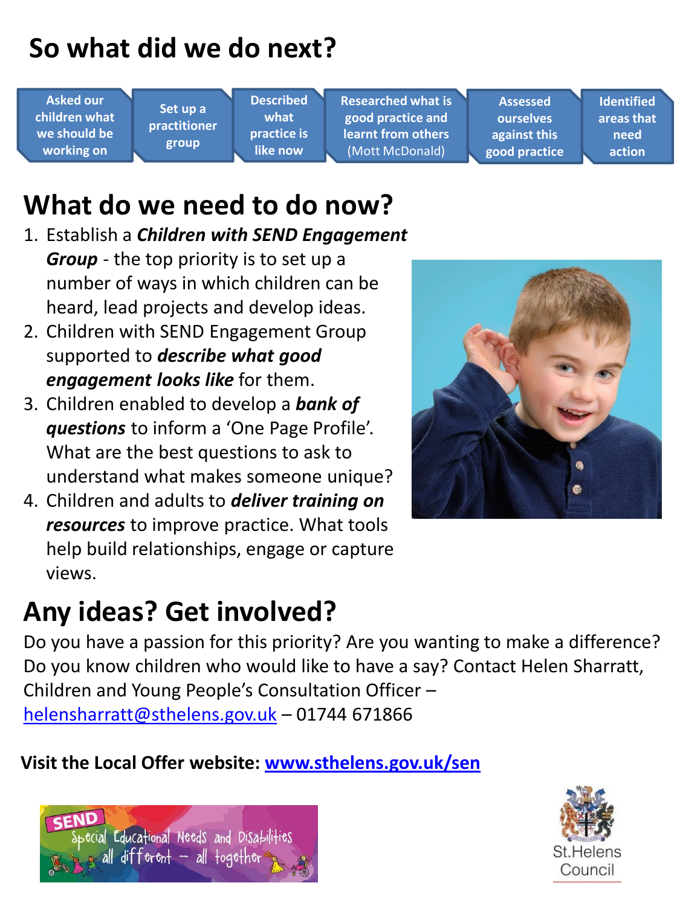# So what did we do next?

Asked our children what we should be working on → Set up a practitioner group → Described what practice is like now → Researched what is good practice and learnt from others (Mott McDonald) → Assessed ourselves against this good practice → Identified areas that need action

# What do we need to do now?

1. Establish a ***Children with SEND Engagement Group*** - the top priority is to set up a number of ways in which children can be heard, lead projects and develop ideas.
2. Children with SEND Engagement Group supported to ***describe what good engagement looks like*** for them.
3. Children enabled to develop a ***bank of questions*** to inform a 'One Page Profile'. What are the best questions to ask to understand what makes someone unique?
4. Children and adults to ***deliver training on resources*** to improve practice. What tools help build relationships, engage or capture views.

# Any ideas? Get involved?

Do you have a passion for this priority? Are you wanting to make a difference? Do you know children who would like to have a say? Contact Helen Sharratt, Children and Young People's Consultation Officer – helensharratt@sthelens.gov.uk – 01744 671866

**Visit the Local Offer website: www.sthelens.gov.uk/sen**

SEND Special Educational Needs and Disabilities all different – all together

St.Helens Council